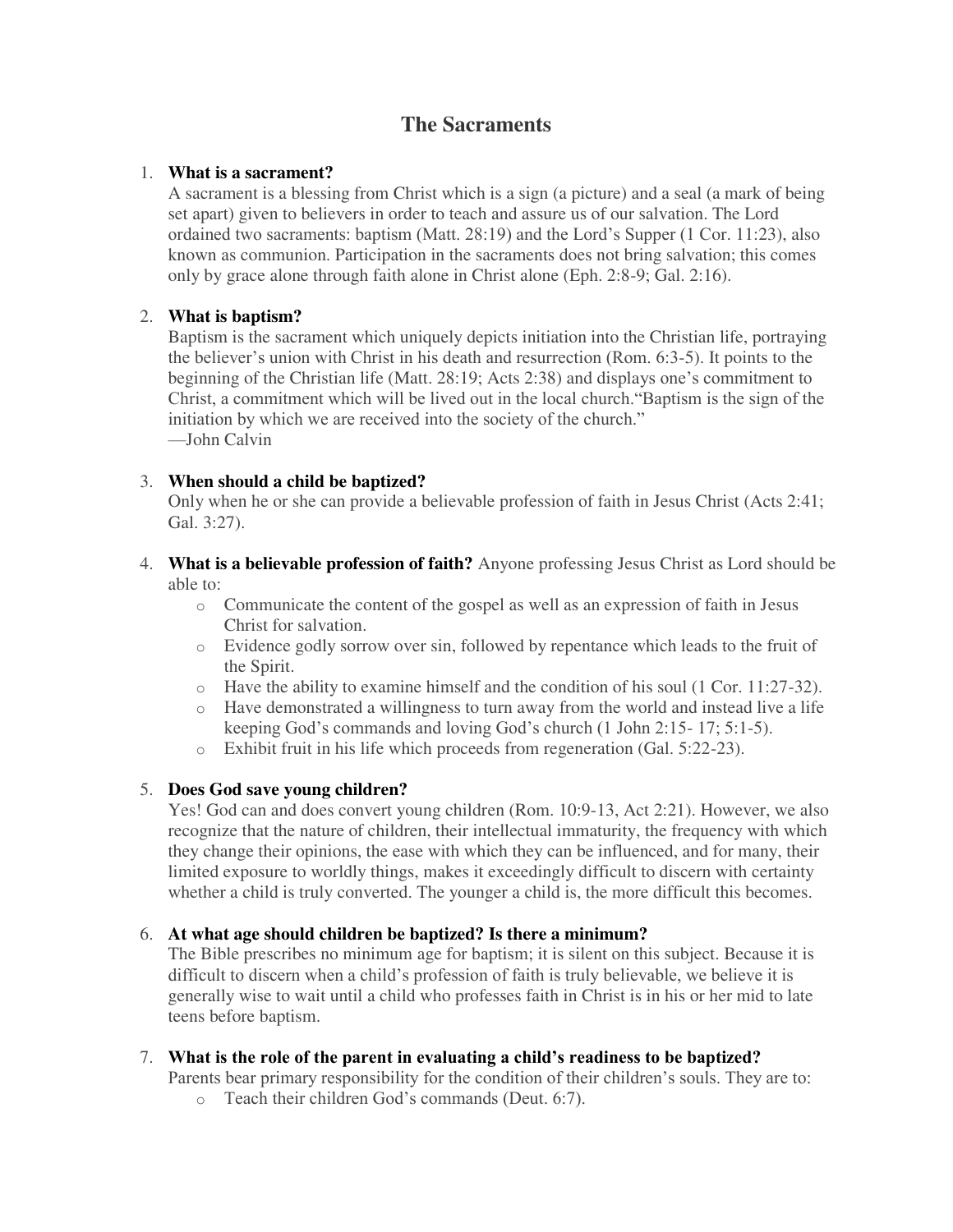# The Sacraments

1. **What is a sacrament?**
   A sacrament is a blessing from Christ which is a sign (a picture) and a seal (a mark of being set apart) given to believers in order to teach and assure us of our salvation. The Lord ordained two sacraments: baptism (Matt. 28:19) and the Lord's Supper (1 Cor. 11:23), also known as communion. Participation in the sacraments does not bring salvation; this comes only by grace alone through faith alone in Christ alone (Eph. 2:8-9; Gal. 2:16).

2. **What is baptism?**
   Baptism is the sacrament which uniquely depicts initiation into the Christian life, portraying the believer's union with Christ in his death and resurrection (Rom. 6:3-5). It points to the beginning of the Christian life (Matt. 28:19; Acts 2:38) and displays one's commitment to Christ, a commitment which will be lived out in the local church."Baptism is the sign of the initiation by which we are received into the society of the church."
   —John Calvin

3. **When should a child be baptized?**
   Only when he or she can provide a believable profession of faith in Jesus Christ (Acts 2:41; Gal. 3:27).

4. **What is a believable profession of faith?** Anyone professing Jesus Christ as Lord should be able to:
   - Communicate the content of the gospel as well as an expression of faith in Jesus Christ for salvation.
   - Evidence godly sorrow over sin, followed by repentance which leads to the fruit of the Spirit.
   - Have the ability to examine himself and the condition of his soul (1 Cor. 11:27-32).
   - Have demonstrated a willingness to turn away from the world and instead live a life keeping God's commands and loving God's church (1 John 2:15- 17; 5:1-5).
   - Exhibit fruit in his life which proceeds from regeneration (Gal. 5:22-23).

5. **Does God save young children?**
   Yes! God can and does convert young children (Rom. 10:9-13, Act 2:21). However, we also recognize that the nature of children, their intellectual immaturity, the frequency with which they change their opinions, the ease with which they can be influenced, and for many, their limited exposure to worldly things, makes it exceedingly difficult to discern with certainty whether a child is truly converted. The younger a child is, the more difficult this becomes.

6. **At what age should children be baptized? Is there a minimum?**
   The Bible prescribes no minimum age for baptism; it is silent on this subject. Because it is difficult to discern when a child's profession of faith is truly believable, we believe it is generally wise to wait until a child who professes faith in Christ is in his or her mid to late teens before baptism.

7. **What is the role of the parent in evaluating a child's readiness to be baptized?**
   Parents bear primary responsibility for the condition of their children's souls. They are to:
   - Teach their children God's commands (Deut. 6:7).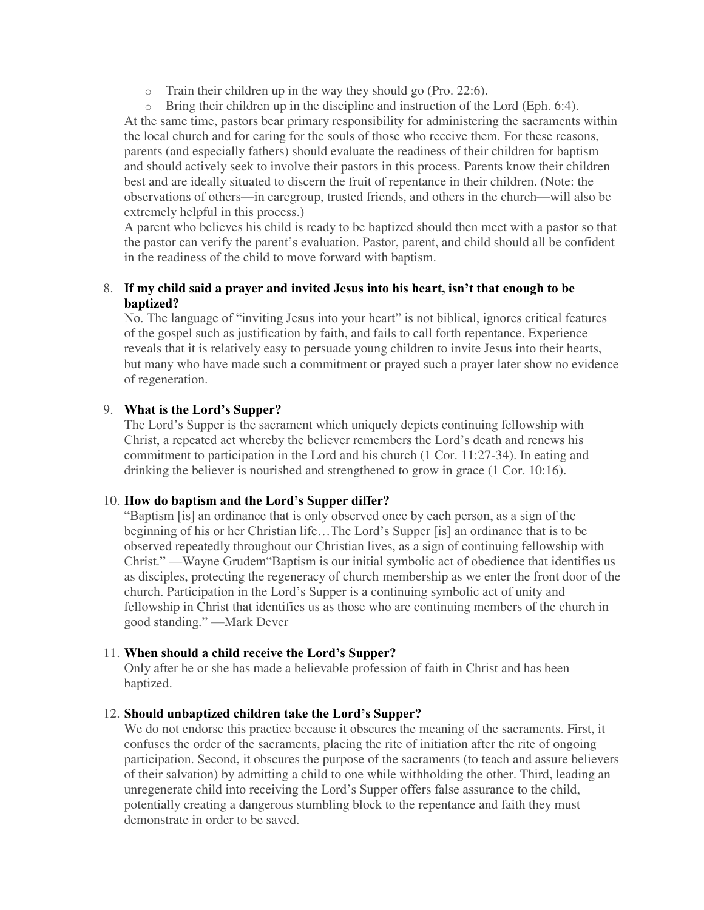- Train their children up in the way they should go (Pro. 22:6).
- Bring their children up in the discipline and instruction of the Lord (Eph. 6:4).

At the same time, pastors bear primary responsibility for administering the sacraments within the local church and for caring for the souls of those who receive them. For these reasons, parents (and especially fathers) should evaluate the readiness of their children for baptism and should actively seek to involve their pastors in this process. Parents know their children best and are ideally situated to discern the fruit of repentance in their children. (Note: the observations of others—in caregroup, trusted friends, and others in the church—will also be extremely helpful in this process.)

A parent who believes his child is ready to be baptized should then meet with a pastor so that the pastor can verify the parent's evaluation. Pastor, parent, and child should all be confident in the readiness of the child to move forward with baptism.

8. **If my child said a prayer and invited Jesus into his heart, isn't that enough to be baptized?**
   No. The language of "inviting Jesus into your heart" is not biblical, ignores critical features of the gospel such as justification by faith, and fails to call forth repentance. Experience reveals that it is relatively easy to persuade young children to invite Jesus into their hearts, but many who have made such a commitment or prayed such a prayer later show no evidence of regeneration.

9. **What is the Lord's Supper?**
   The Lord's Supper is the sacrament which uniquely depicts continuing fellowship with Christ, a repeated act whereby the believer remembers the Lord's death and renews his commitment to participation in the Lord and his church (1 Cor. 11:27-34). In eating and drinking the believer is nourished and strengthened to grow in grace (1 Cor. 10:16).

10. **How do baptism and the Lord's Supper differ?**
    "Baptism [is] an ordinance that is only observed once by each person, as a sign of the beginning of his or her Christian life…The Lord's Supper [is] an ordinance that is to be observed repeatedly throughout our Christian lives, as a sign of continuing fellowship with Christ." —Wayne Grudem"Baptism is our initial symbolic act of obedience that identifies us as disciples, protecting the regeneracy of church membership as we enter the front door of the church. Participation in the Lord's Supper is a continuing symbolic act of unity and fellowship in Christ that identifies us as those who are continuing members of the church in good standing." —Mark Dever

11. **When should a child receive the Lord's Supper?**
    Only after he or she has made a believable profession of faith in Christ and has been baptized.

12. **Should unbaptized children take the Lord's Supper?**
    We do not endorse this practice because it obscures the meaning of the sacraments. First, it confuses the order of the sacraments, placing the rite of initiation after the rite of ongoing participation. Second, it obscures the purpose of the sacraments (to teach and assure believers of their salvation) by admitting a child to one while withholding the other. Third, leading an unregenerate child into receiving the Lord's Supper offers false assurance to the child, potentially creating a dangerous stumbling block to the repentance and faith they must demonstrate in order to be saved.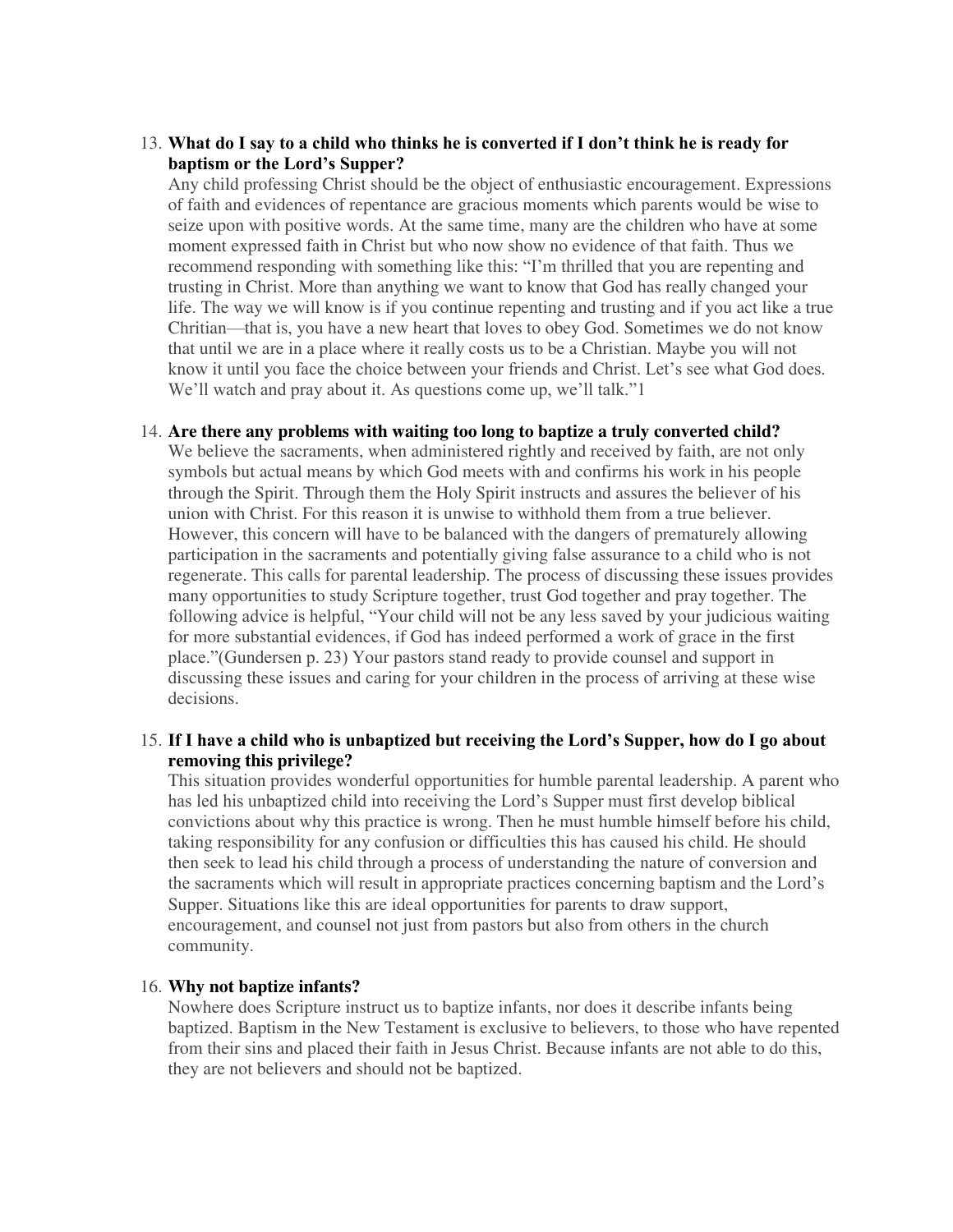13. **What do I say to a child who thinks he is converted if I don't think he is ready for baptism or the Lord's Supper?**
    Any child professing Christ should be the object of enthusiastic encouragement. Expressions of faith and evidences of repentance are gracious moments which parents would be wise to seize upon with positive words. At the same time, many are the children who have at some moment expressed faith in Christ but who now show no evidence of that faith. Thus we recommend responding with something like this: "I'm thrilled that you are repenting and trusting in Christ. More than anything we want to know that God has really changed your life. The way we will know is if you continue repenting and trusting and if you act like a true Chritian—that is, you have a new heart that loves to obey God. Sometimes we do not know that until we are in a place where it really costs us to be a Christian. Maybe you will not know it until you face the choice between your friends and Christ. Let's see what God does. We'll watch and pray about it. As questions come up, we'll talk."[1]

14. **Are there any problems with waiting too long to baptize a truly converted child?**
    We believe the sacraments, when administered rightly and received by faith, are not only symbols but actual means by which God meets with and confirms his work in his people through the Spirit. Through them the Holy Spirit instructs and assures the believer of his union with Christ. For this reason it is unwise to withhold them from a true believer. However, this concern will have to be balanced with the dangers of prematurely allowing participation in the sacraments and potentially giving false assurance to a child who is not regenerate. This calls for parental leadership. The process of discussing these issues provides many opportunities to study Scripture together, trust God together and pray together. The following advice is helpful, "Your child will not be any less saved by your judicious waiting for more substantial evidences, if God has indeed performed a work of grace in the first place."(Gundersen p. 23) Your pastors stand ready to provide counsel and support in discussing these issues and caring for your children in the process of arriving at these wise decisions.

15. **If I have a child who is unbaptized but receiving the Lord's Supper, how do I go about removing this privilege?**
    This situation provides wonderful opportunities for humble parental leadership. A parent who has led his unbaptized child into receiving the Lord's Supper must first develop biblical convictions about why this practice is wrong. Then he must humble himself before his child, taking responsibility for any confusion or difficulties this has caused his child. He should then seek to lead his child through a process of understanding the nature of conversion and the sacraments which will result in appropriate practices concerning baptism and the Lord's Supper. Situations like this are ideal opportunities for parents to draw support, encouragement, and counsel not just from pastors but also from others in the church community.

16. **Why not baptize infants?**
    Nowhere does Scripture instruct us to baptize infants, nor does it describe infants being baptized. Baptism in the New Testament is exclusive to believers, to those who have repented from their sins and placed their faith in Jesus Christ. Because infants are not able to do this, they are not believers and should not be baptized.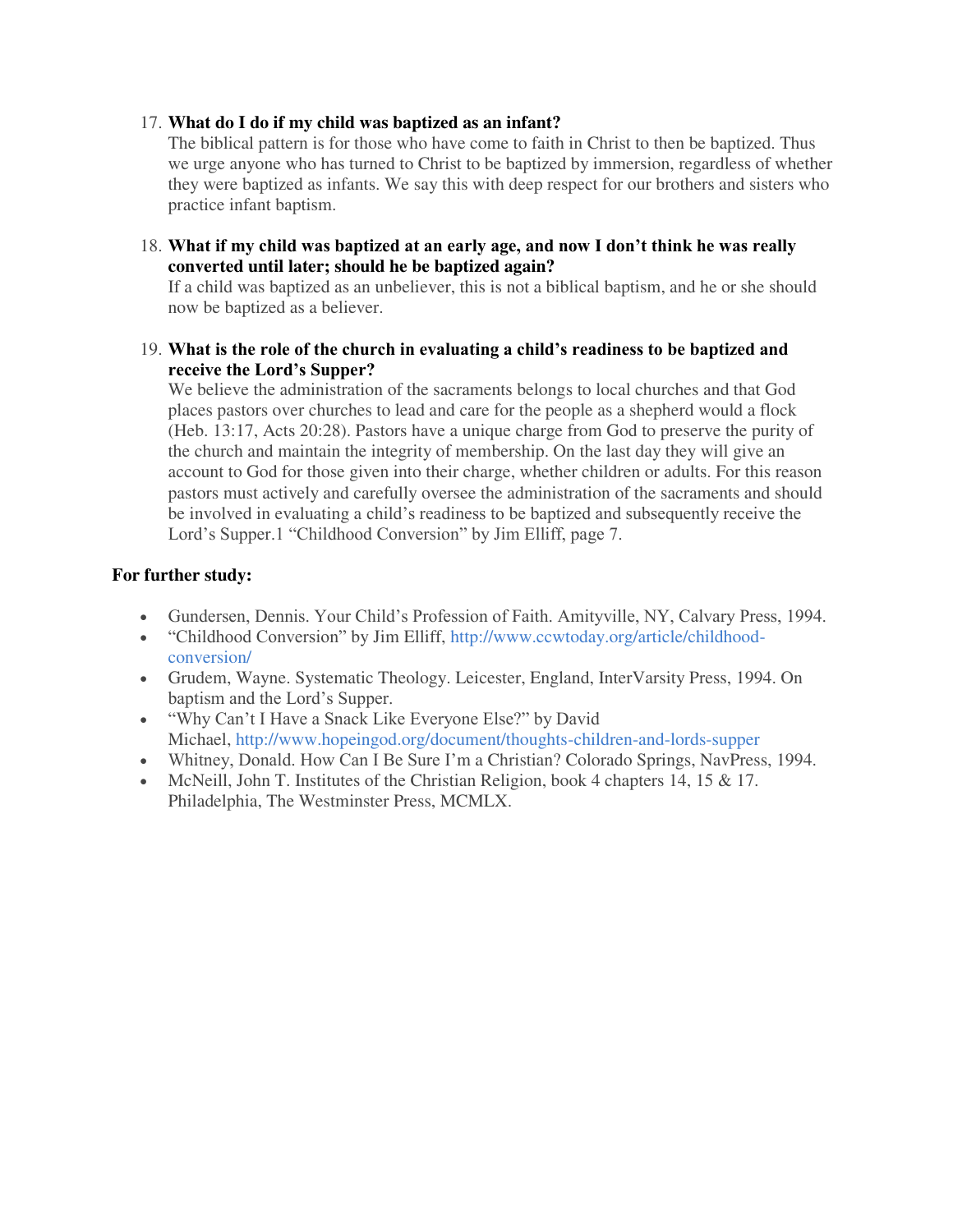17. **What do I do if my child was baptized as an infant?**
    The biblical pattern is for those who have come to faith in Christ to then be baptized. Thus we urge anyone who has turned to Christ to be baptized by immersion, regardless of whether they were baptized as infants. We say this with deep respect for our brothers and sisters who practice infant baptism.

18. **What if my child was baptized at an early age, and now I don't think he was really converted until later; should he be baptized again?**
    If a child was baptized as an unbeliever, this is not a biblical baptism, and he or she should now be baptized as a believer.

19. **What is the role of the church in evaluating a child's readiness to be baptized and receive the Lord's Supper?**
    We believe the administration of the sacraments belongs to local churches and that God places pastors over churches to lead and care for the people as a shepherd would a flock (Heb. 13:17, Acts 20:28). Pastors have a unique charge from God to preserve the purity of the church and maintain the integrity of membership. On the last day they will give an account to God for those given into their charge, whether children or adults. For this reason pastors must actively and carefully oversee the administration of the sacraments and should be involved in evaluating a child's readiness to be baptized and subsequently receive the Lord's Supper.1 "Childhood Conversion" by Jim Elliff, page 7.

**For further study:**

- Gundersen, Dennis. Your Child's Profession of Faith. Amityville, NY, Calvary Press, 1994.
- "Childhood Conversion" by Jim Elliff, http://www.ccwtoday.org/article/childhood-conversion/
- Grudem, Wayne. Systematic Theology. Leicester, England, InterVarsity Press, 1994. On baptism and the Lord's Supper.
- "Why Can't I Have a Snack Like Everyone Else?" by David Michael, http://www.hopeingod.org/document/thoughts-children-and-lords-supper
- Whitney, Donald. How Can I Be Sure I'm a Christian? Colorado Springs, NavPress, 1994.
- McNeill, John T. Institutes of the Christian Religion, book 4 chapters 14, 15 & 17. Philadelphia, The Westminster Press, MCMLX.